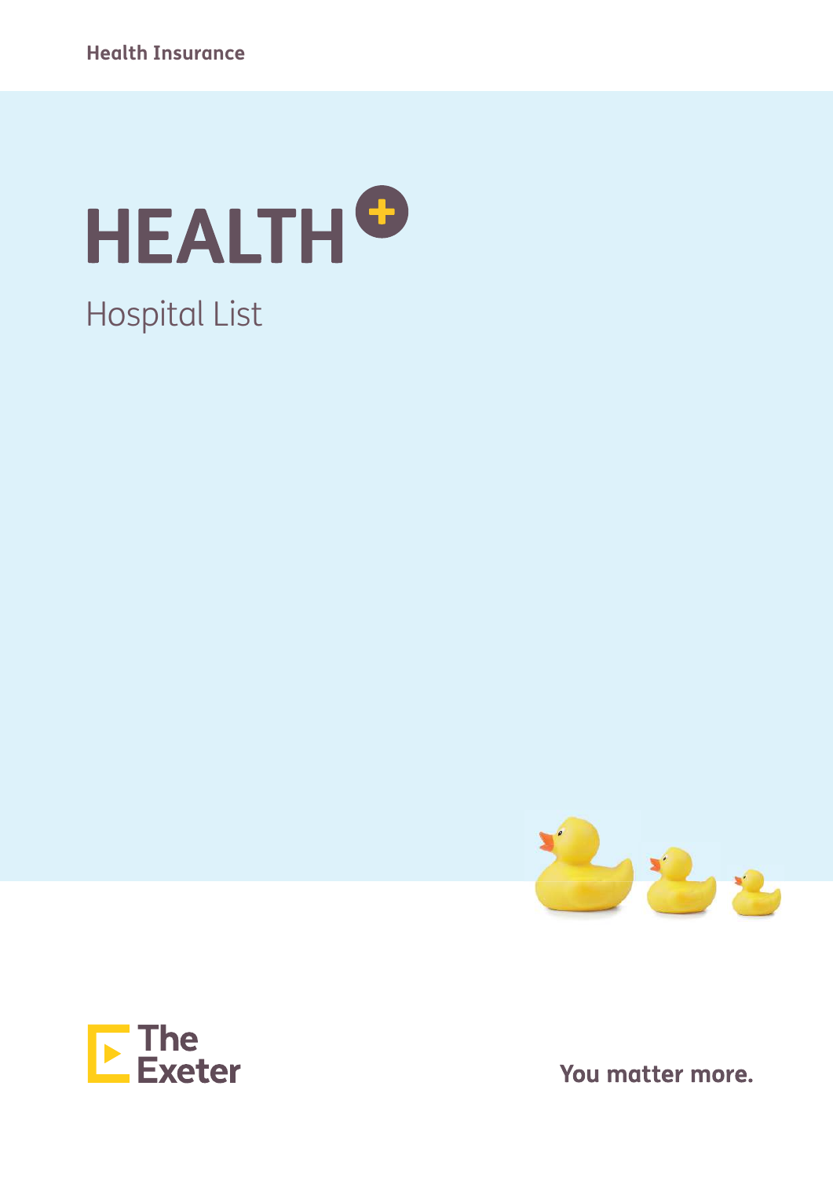Health Insurance

# HEALTH+

## Hospital List

The Exeter

You matter more.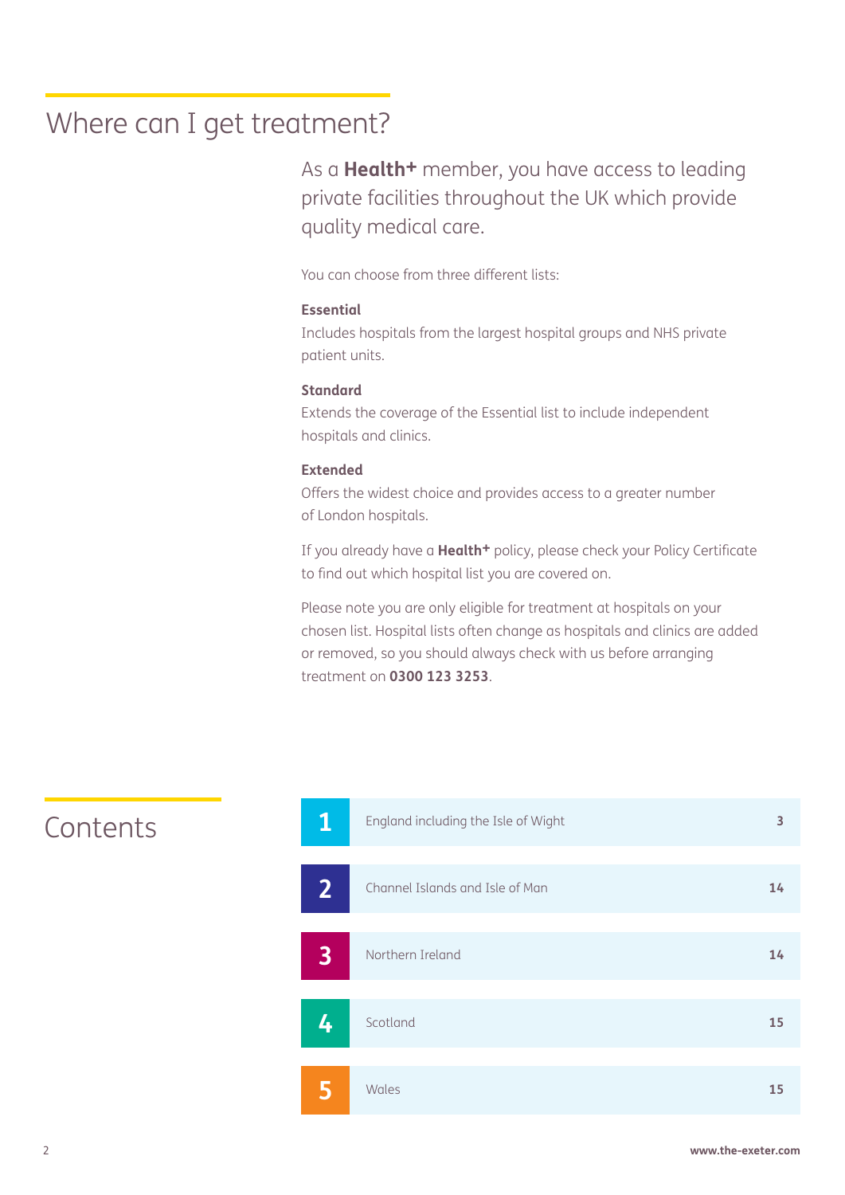# Where can I get treatment?

As a **Health+** member, you have access to leading private facilities throughout the UK which provide quality medical care.

You can choose from three different lists:

**Essential**
Includes hospitals from the largest hospital groups and NHS private patient units.

**Standard**
Extends the coverage of the Essential list to include independent hospitals and clinics.

**Extended**
Offers the widest choice and provides access to a greater number of London hospitals.

If you already have a **Health+** policy, please check your Policy Certificate to find out which hospital list you are covered on.

Please note you are only eligible for treatment at hospitals on your chosen list. Hospital lists often change as hospitals and clinics are added or removed, so you should always check with us before arranging treatment on **0300 123 3253**.

# Contents

| | | |
|---|---|---|
| 1 | England including the Isle of Wight | 3 |
| 2 | Channel Islands and Isle of Man | 14 |
| 3 | Northern Ireland | 14 |
| 4 | Scotland | 15 |
| 5 | Wales | 15 |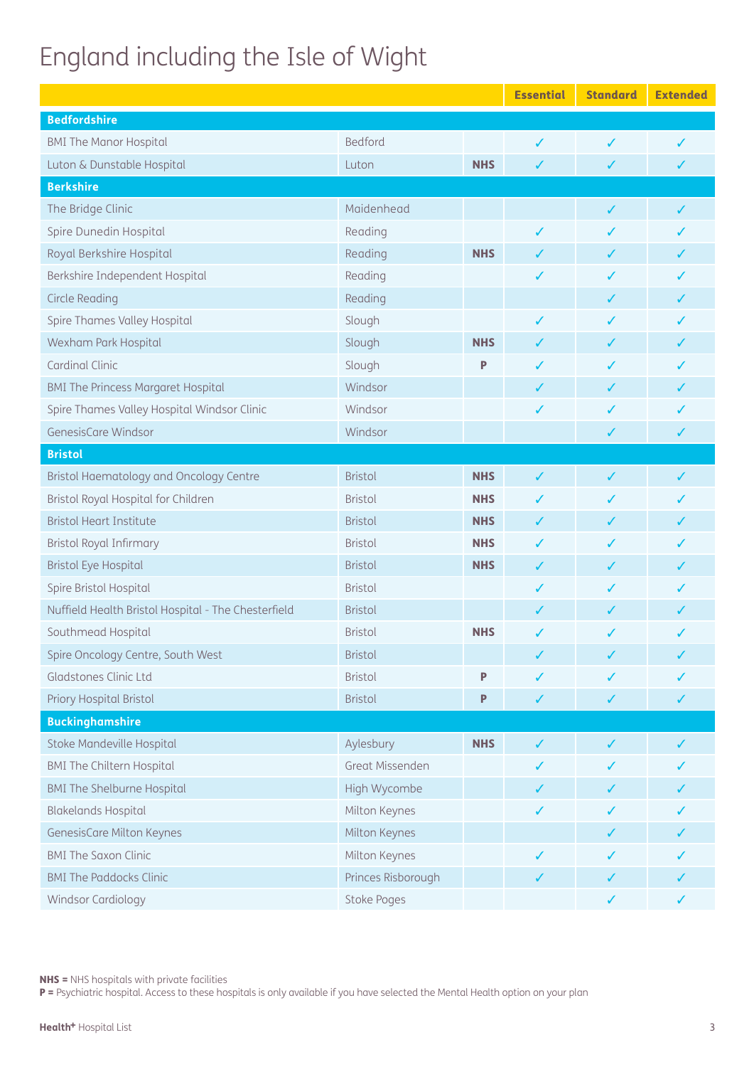# England including the Isle of Wight

| | | | Essential | Standard | Extended |
|---|---|---|---|---|---|
| **Bedfordshire** | | | | | |
| BMI The Manor Hospital | Bedford | | ✓ | ✓ | ✓ |
| Luton & Dunstable Hospital | Luton | **NHS** | ✓ | ✓ | ✓ |
| **Berkshire** | | | | | |
| The Bridge Clinic | Maidenhead | | | ✓ | ✓ |
| Spire Dunedin Hospital | Reading | | ✓ | ✓ | ✓ |
| Royal Berkshire Hospital | Reading | **NHS** | ✓ | ✓ | ✓ |
| Berkshire Independent Hospital | Reading | | ✓ | ✓ | ✓ |
| Circle Reading | Reading | | | ✓ | ✓ |
| Spire Thames Valley Hospital | Slough | | ✓ | ✓ | ✓ |
| Wexham Park Hospital | Slough | **NHS** | ✓ | ✓ | ✓ |
| Cardinal Clinic | Slough | **P** | ✓ | ✓ | ✓ |
| BMI The Princess Margaret Hospital | Windsor | | ✓ | ✓ | ✓ |
| Spire Thames Valley Hospital Windsor Clinic | Windsor | | ✓ | ✓ | ✓ |
| GenesisCare Windsor | Windsor | | | ✓ | ✓ |
| **Bristol** | | | | | |
| Bristol Haematology and Oncology Centre | Bristol | **NHS** | ✓ | ✓ | ✓ |
| Bristol Royal Hospital for Children | Bristol | **NHS** | ✓ | ✓ | ✓ |
| Bristol Heart Institute | Bristol | **NHS** | ✓ | ✓ | ✓ |
| Bristol Royal Infirmary | Bristol | **NHS** | ✓ | ✓ | ✓ |
| Bristol Eye Hospital | Bristol | **NHS** | ✓ | ✓ | ✓ |
| Spire Bristol Hospital | Bristol | | ✓ | ✓ | ✓ |
| Nuffield Health Bristol Hospital - The Chesterfield | Bristol | | ✓ | ✓ | ✓ |
| Southmead Hospital | Bristol | **NHS** | ✓ | ✓ | ✓ |
| Spire Oncology Centre, South West | Bristol | | ✓ | ✓ | ✓ |
| Gladstones Clinic Ltd | Bristol | **P** | ✓ | ✓ | ✓ |
| Priory Hospital Bristol | Bristol | **P** | ✓ | ✓ | ✓ |
| **Buckinghamshire** | | | | | |
| Stoke Mandeville Hospital | Aylesbury | **NHS** | ✓ | ✓ | ✓ |
| BMI The Chiltern Hospital | Great Missenden | | ✓ | ✓ | ✓ |
| BMI The Shelburne Hospital | High Wycombe | | ✓ | ✓ | ✓ |
| Blakelands Hospital | Milton Keynes | | ✓ | ✓ | ✓ |
| GenesisCare Milton Keynes | Milton Keynes | | | ✓ | ✓ |
| BMI The Saxon Clinic | Milton Keynes | | ✓ | ✓ | ✓ |
| BMI The Paddocks Clinic | Princes Risborough | | ✓ | ✓ | ✓ |
| Windsor Cardiology | Stoke Poges | | | ✓ | ✓ |

**NHS =** NHS hospitals with private facilities
**P =** Psychiatric hospital. Access to these hospitals is only available if you have selected the Mental Health option on your plan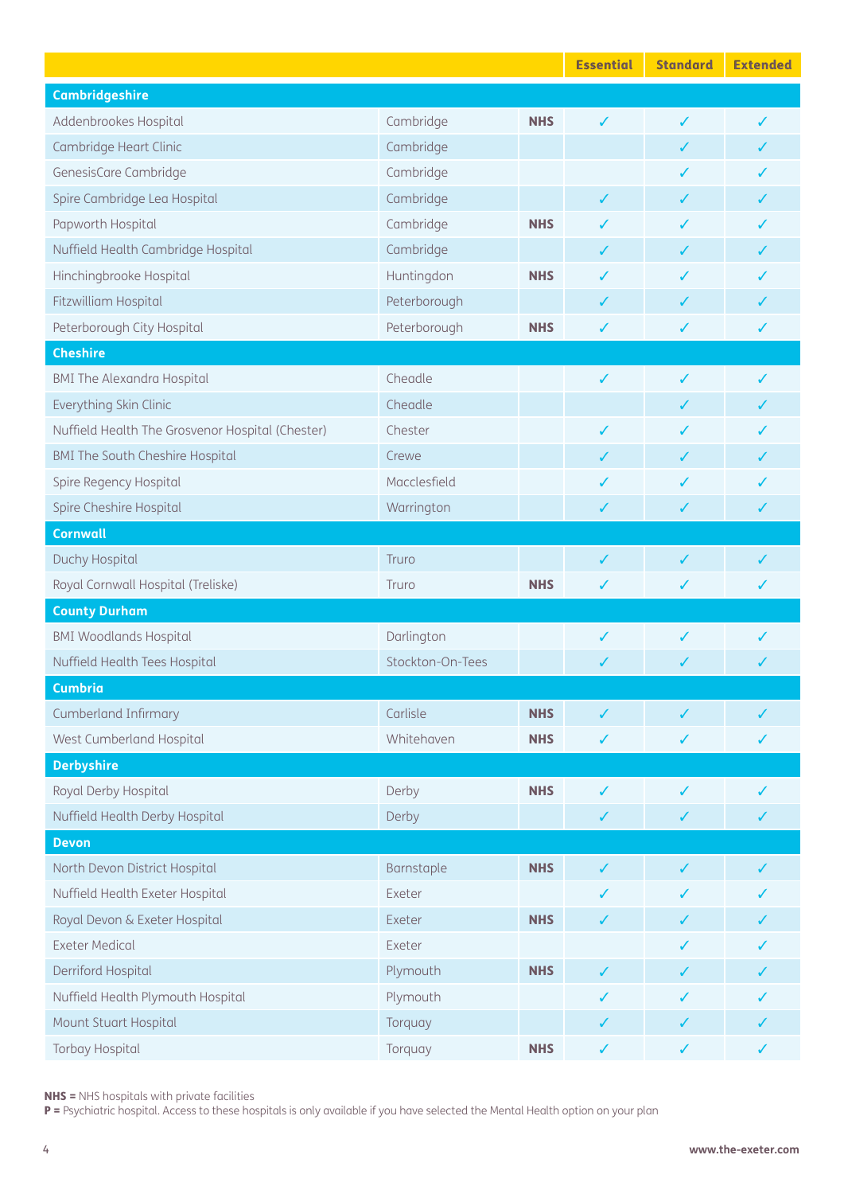| | | | Essential | Standard | Extended |
|---|---|---|---|---|---|
| **Cambridgeshire** | | | | | |
| Addenbrookes Hospital | Cambridge | **NHS** | ✓ | ✓ | ✓ |
| Cambridge Heart Clinic | Cambridge | | | ✓ | ✓ |
| GenesisCare Cambridge | Cambridge | | | ✓ | ✓ |
| Spire Cambridge Lea Hospital | Cambridge | | ✓ | ✓ | ✓ |
| Papworth Hospital | Cambridge | **NHS** | ✓ | ✓ | ✓ |
| Nuffield Health Cambridge Hospital | Cambridge | | ✓ | ✓ | ✓ |
| Hinchingbrooke Hospital | Huntingdon | **NHS** | ✓ | ✓ | ✓ |
| Fitzwilliam Hospital | Peterborough | | ✓ | ✓ | ✓ |
| Peterborough City Hospital | Peterborough | **NHS** | ✓ | ✓ | ✓ |
| **Cheshire** | | | | | |
| BMI The Alexandra Hospital | Cheadle | | ✓ | ✓ | ✓ |
| Everything Skin Clinic | Cheadle | | | ✓ | ✓ |
| Nuffield Health The Grosvenor Hospital (Chester) | Chester | | ✓ | ✓ | ✓ |
| BMI The South Cheshire Hospital | Crewe | | ✓ | ✓ | ✓ |
| Spire Regency Hospital | Macclesfield | | ✓ | ✓ | ✓ |
| Spire Cheshire Hospital | Warrington | | ✓ | ✓ | ✓ |
| **Cornwall** | | | | | |
| Duchy Hospital | Truro | | ✓ | ✓ | ✓ |
| Royal Cornwall Hospital (Treliske) | Truro | **NHS** | ✓ | ✓ | ✓ |
| **County Durham** | | | | | |
| BMI Woodlands Hospital | Darlington | | ✓ | ✓ | ✓ |
| Nuffield Health Tees Hospital | Stockton-On-Tees | | ✓ | ✓ | ✓ |
| **Cumbria** | | | | | |
| Cumberland Infirmary | Carlisle | **NHS** | ✓ | ✓ | ✓ |
| West Cumberland Hospital | Whitehaven | **NHS** | ✓ | ✓ | ✓ |
| **Derbyshire** | | | | | |
| Royal Derby Hospital | Derby | **NHS** | ✓ | ✓ | ✓ |
| Nuffield Health Derby Hospital | Derby | | ✓ | ✓ | ✓ |
| **Devon** | | | | | |
| North Devon District Hospital | Barnstaple | **NHS** | ✓ | ✓ | ✓ |
| Nuffield Health Exeter Hospital | Exeter | | ✓ | ✓ | ✓ |
| Royal Devon & Exeter Hospital | Exeter | **NHS** | ✓ | ✓ | ✓ |
| Exeter Medical | Exeter | | | ✓ | ✓ |
| Derriford Hospital | Plymouth | **NHS** | ✓ | ✓ | ✓ |
| Nuffield Health Plymouth Hospital | Plymouth | | ✓ | ✓ | ✓ |
| Mount Stuart Hospital | Torquay | | ✓ | ✓ | ✓ |
| Torbay Hospital | Torquay | **NHS** | ✓ | ✓ | ✓ |

**NHS =** NHS hospitals with private facilities
**P =** Psychiatric hospital. Access to these hospitals is only available if you have selected the Mental Health option on your plan

**www.the-exeter.com**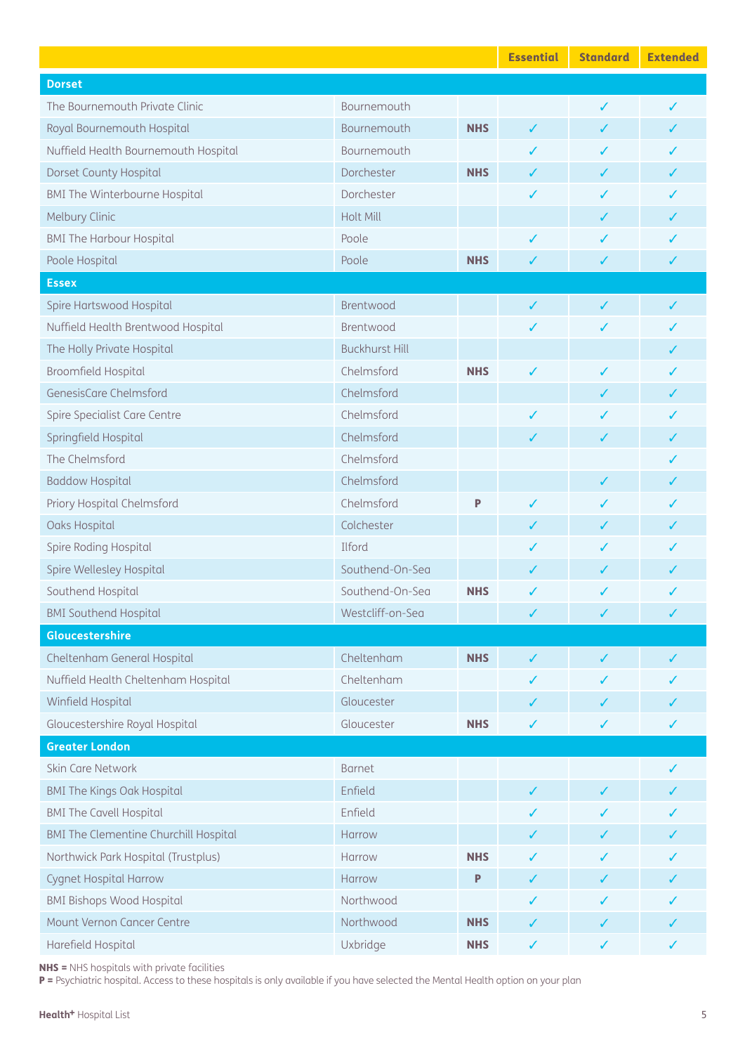| | | | Essential | Standard | Extended |
|---|---|---|---|---|---|
| **Dorset** | | | | | |
| The Bournemouth Private Clinic | Bournemouth | | | ✓ | ✓ |
| Royal Bournemouth Hospital | Bournemouth | **NHS** | ✓ | ✓ | ✓ |
| Nuffield Health Bournemouth Hospital | Bournemouth | | ✓ | ✓ | ✓ |
| Dorset County Hospital | Dorchester | **NHS** | ✓ | ✓ | ✓ |
| BMI The Winterbourne Hospital | Dorchester | | ✓ | ✓ | ✓ |
| Melbury Clinic | Holt Mill | | | ✓ | ✓ |
| BMI The Harbour Hospital | Poole | | ✓ | ✓ | ✓ |
| Poole Hospital | Poole | **NHS** | ✓ | ✓ | ✓ |
| **Essex** | | | | | |
| Spire Hartswood Hospital | Brentwood | | ✓ | ✓ | ✓ |
| Nuffield Health Brentwood Hospital | Brentwood | | ✓ | ✓ | ✓ |
| The Holly Private Hospital | Buckhurst Hill | | | | ✓ |
| Broomfield Hospital | Chelmsford | **NHS** | ✓ | ✓ | ✓ |
| GenesisCare Chelmsford | Chelmsford | | | ✓ | ✓ |
| Spire Specialist Care Centre | Chelmsford | | ✓ | ✓ | ✓ |
| Springfield Hospital | Chelmsford | | ✓ | ✓ | ✓ |
| The Chelmsford | Chelmsford | | | | ✓ |
| Baddow Hospital | Chelmsford | | | ✓ | ✓ |
| Priory Hospital Chelmsford | Chelmsford | **P** | ✓ | ✓ | ✓ |
| Oaks Hospital | Colchester | | ✓ | ✓ | ✓ |
| Spire Roding Hospital | Ilford | | ✓ | ✓ | ✓ |
| Spire Wellesley Hospital | Southend-On-Sea | | ✓ | ✓ | ✓ |
| Southend Hospital | Southend-On-Sea | **NHS** | ✓ | ✓ | ✓ |
| BMI Southend Hospital | Westcliff-on-Sea | | ✓ | ✓ | ✓ |
| **Gloucestershire** | | | | | |
| Cheltenham General Hospital | Cheltenham | **NHS** | ✓ | ✓ | ✓ |
| Nuffield Health Cheltenham Hospital | Cheltenham | | ✓ | ✓ | ✓ |
| Winfield Hospital | Gloucester | | ✓ | ✓ | ✓ |
| Gloucestershire Royal Hospital | Gloucester | **NHS** | ✓ | ✓ | ✓ |
| **Greater London** | | | | | |
| Skin Care Network | Barnet | | | | ✓ |
| BMI The Kings Oak Hospital | Enfield | | ✓ | ✓ | ✓ |
| BMI The Cavell Hospital | Enfield | | ✓ | ✓ | ✓ |
| BMI The Clementine Churchill Hospital | Harrow | | ✓ | ✓ | ✓ |
| Northwick Park Hospital (Trustplus) | Harrow | **NHS** | ✓ | ✓ | ✓ |
| Cygnet Hospital Harrow | Harrow | **P** | ✓ | ✓ | ✓ |
| BMI Bishops Wood Hospital | Northwood | | ✓ | ✓ | ✓ |
| Mount Vernon Cancer Centre | Northwood | **NHS** | ✓ | ✓ | ✓ |
| Harefield Hospital | Uxbridge | **NHS** | ✓ | ✓ | ✓ |

**NHS =** NHS hospitals with private facilities
**P =** Psychiatric hospital. Access to these hospitals is only available if you have selected the Mental Health option on your plan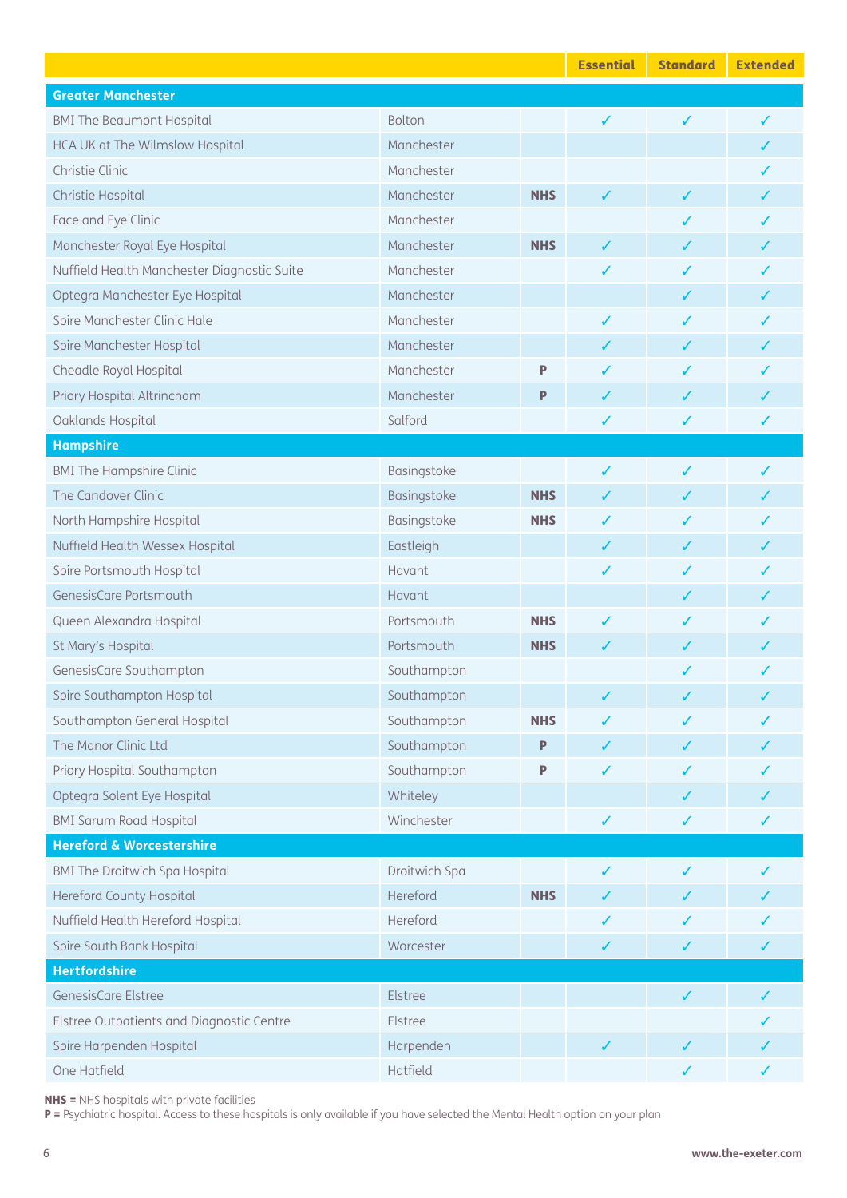| | | | Essential | Standard | Extended |
|---|---|---|---|---|---|
| **Greater Manchester** | | | | | |
| BMI The Beaumont Hospital | Bolton | | ✓ | ✓ | ✓ |
| HCA UK at The Wilmslow Hospital | Manchester | | | | ✓ |
| Christie Clinic | Manchester | | | | ✓ |
| Christie Hospital | Manchester | **NHS** | ✓ | ✓ | ✓ |
| Face and Eye Clinic | Manchester | | | ✓ | ✓ |
| Manchester Royal Eye Hospital | Manchester | **NHS** | ✓ | ✓ | ✓ |
| Nuffield Health Manchester Diagnostic Suite | Manchester | | ✓ | ✓ | ✓ |
| Optegra Manchester Eye Hospital | Manchester | | | ✓ | ✓ |
| Spire Manchester Clinic Hale | Manchester | | ✓ | ✓ | ✓ |
| Spire Manchester Hospital | Manchester | | ✓ | ✓ | ✓ |
| Cheadle Royal Hospital | Manchester | **P** | ✓ | ✓ | ✓ |
| Priory Hospital Altrincham | Manchester | **P** | ✓ | ✓ | ✓ |
| Oaklands Hospital | Salford | | ✓ | ✓ | ✓ |
| **Hampshire** | | | | | |
| BMI The Hampshire Clinic | Basingstoke | | ✓ | ✓ | ✓ |
| The Candover Clinic | Basingstoke | **NHS** | ✓ | ✓ | ✓ |
| North Hampshire Hospital | Basingstoke | **NHS** | ✓ | ✓ | ✓ |
| Nuffield Health Wessex Hospital | Eastleigh | | ✓ | ✓ | ✓ |
| Spire Portsmouth Hospital | Havant | | ✓ | ✓ | ✓ |
| GenesisCare Portsmouth | Havant | | | ✓ | ✓ |
| Queen Alexandra Hospital | Portsmouth | **NHS** | ✓ | ✓ | ✓ |
| St Mary's Hospital | Portsmouth | **NHS** | ✓ | ✓ | ✓ |
| GenesisCare Southampton | Southampton | | | ✓ | ✓ |
| Spire Southampton Hospital | Southampton | | ✓ | ✓ | ✓ |
| Southampton General Hospital | Southampton | **NHS** | ✓ | ✓ | ✓ |
| The Manor Clinic Ltd | Southampton | **P** | ✓ | ✓ | ✓ |
| Priory Hospital Southampton | Southampton | **P** | ✓ | ✓ | ✓ |
| Optegra Solent Eye Hospital | Whiteley | | | ✓ | ✓ |
| BMI Sarum Road Hospital | Winchester | | ✓ | ✓ | ✓ |
| **Hereford & Worcestershire** | | | | | |
| BMI The Droitwich Spa Hospital | Droitwich Spa | | ✓ | ✓ | ✓ |
| Hereford County Hospital | Hereford | **NHS** | ✓ | ✓ | ✓ |
| Nuffield Health Hereford Hospital | Hereford | | ✓ | ✓ | ✓ |
| Spire South Bank Hospital | Worcester | | ✓ | ✓ | ✓ |
| **Hertfordshire** | | | | | |
| GenesisCare Elstree | Elstree | | | ✓ | ✓ |
| Elstree Outpatients and Diagnostic Centre | Elstree | | | | ✓ |
| Spire Harpenden Hospital | Harpenden | | ✓ | ✓ | ✓ |
| One Hatfield | Hatfield | | | ✓ | ✓ |

**NHS =** NHS hospitals with private facilities
**P =** Psychiatric hospital. Access to these hospitals is only available if you have selected the Mental Health option on your plan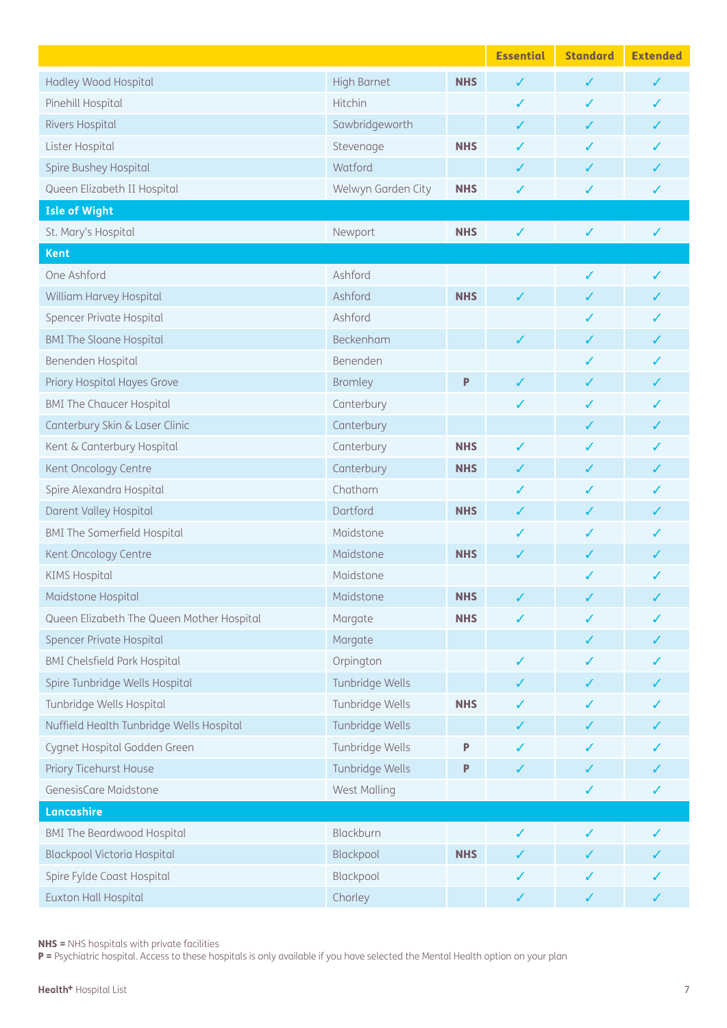| | | | Essential | Standard | Extended |
|---|---|---|---|---|---|
| Hadley Wood Hospital | High Barnet | NHS | ✓ | ✓ | ✓ |
| Pinehill Hospital | Hitchin | | ✓ | ✓ | ✓ |
| Rivers Hospital | Sawbridgeworth | | ✓ | ✓ | ✓ |
| Lister Hospital | Stevenage | NHS | ✓ | ✓ | ✓ |
| Spire Bushey Hospital | Watford | | ✓ | ✓ | ✓ |
| Queen Elizabeth II Hospital | Welwyn Garden City | NHS | ✓ | ✓ | ✓ |
| **Isle of Wight** | | | | | |
| St. Mary's Hospital | Newport | NHS | ✓ | ✓ | ✓ |
| **Kent** | | | | | |
| One Ashford | Ashford | | | ✓ | ✓ |
| William Harvey Hospital | Ashford | NHS | ✓ | ✓ | ✓ |
| Spencer Private Hospital | Ashford | | | ✓ | ✓ |
| BMI The Sloane Hospital | Beckenham | | ✓ | ✓ | ✓ |
| Benenden Hospital | Benenden | | | ✓ | ✓ |
| Priory Hospital Hayes Grove | Bromley | P | ✓ | ✓ | ✓ |
| BMI The Chaucer Hospital | Canterbury | | ✓ | ✓ | ✓ |
| Canterbury Skin & Laser Clinic | Canterbury | | | ✓ | ✓ |
| Kent & Canterbury Hospital | Canterbury | NHS | ✓ | ✓ | ✓ |
| Kent Oncology Centre | Canterbury | NHS | ✓ | ✓ | ✓ |
| Spire Alexandra Hospital | Chatham | | ✓ | ✓ | ✓ |
| Darent Valley Hospital | Dartford | NHS | ✓ | ✓ | ✓ |
| BMI The Somerfield Hospital | Maidstone | | ✓ | ✓ | ✓ |
| Kent Oncology Centre | Maidstone | NHS | ✓ | ✓ | ✓ |
| KIMS Hospital | Maidstone | | | ✓ | ✓ |
| Maidstone Hospital | Maidstone | NHS | ✓ | ✓ | ✓ |
| Queen Elizabeth The Queen Mother Hospital | Margate | NHS | ✓ | ✓ | ✓ |
| Spencer Private Hospital | Margate | | | ✓ | ✓ |
| BMI Chelsfield Park Hospital | Orpington | | ✓ | ✓ | ✓ |
| Spire Tunbridge Wells Hospital | Tunbridge Wells | | ✓ | ✓ | ✓ |
| Tunbridge Wells Hospital | Tunbridge Wells | NHS | ✓ | ✓ | ✓ |
| Nuffield Health Tunbridge Wells Hospital | Tunbridge Wells | | ✓ | ✓ | ✓ |
| Cygnet Hospital Godden Green | Tunbridge Wells | P | ✓ | ✓ | ✓ |
| Priory Ticehurst House | Tunbridge Wells | P | ✓ | ✓ | ✓ |
| GenesisCare Maidstone | West Malling | | | ✓ | ✓ |
| **Lancashire** | | | | | |
| BMI The Beardwood Hospital | Blackburn | | ✓ | ✓ | ✓ |
| Blackpool Victoria Hospital | Blackpool | NHS | ✓ | ✓ | ✓ |
| Spire Fylde Coast Hospital | Blackpool | | ✓ | ✓ | ✓ |
| Euxton Hall Hospital | Chorley | | ✓ | ✓ | ✓ |

**NHS =** NHS hospitals with private facilities
**P =** Psychiatric hospital. Access to these hospitals is only available if you have selected the Mental Health option on your plan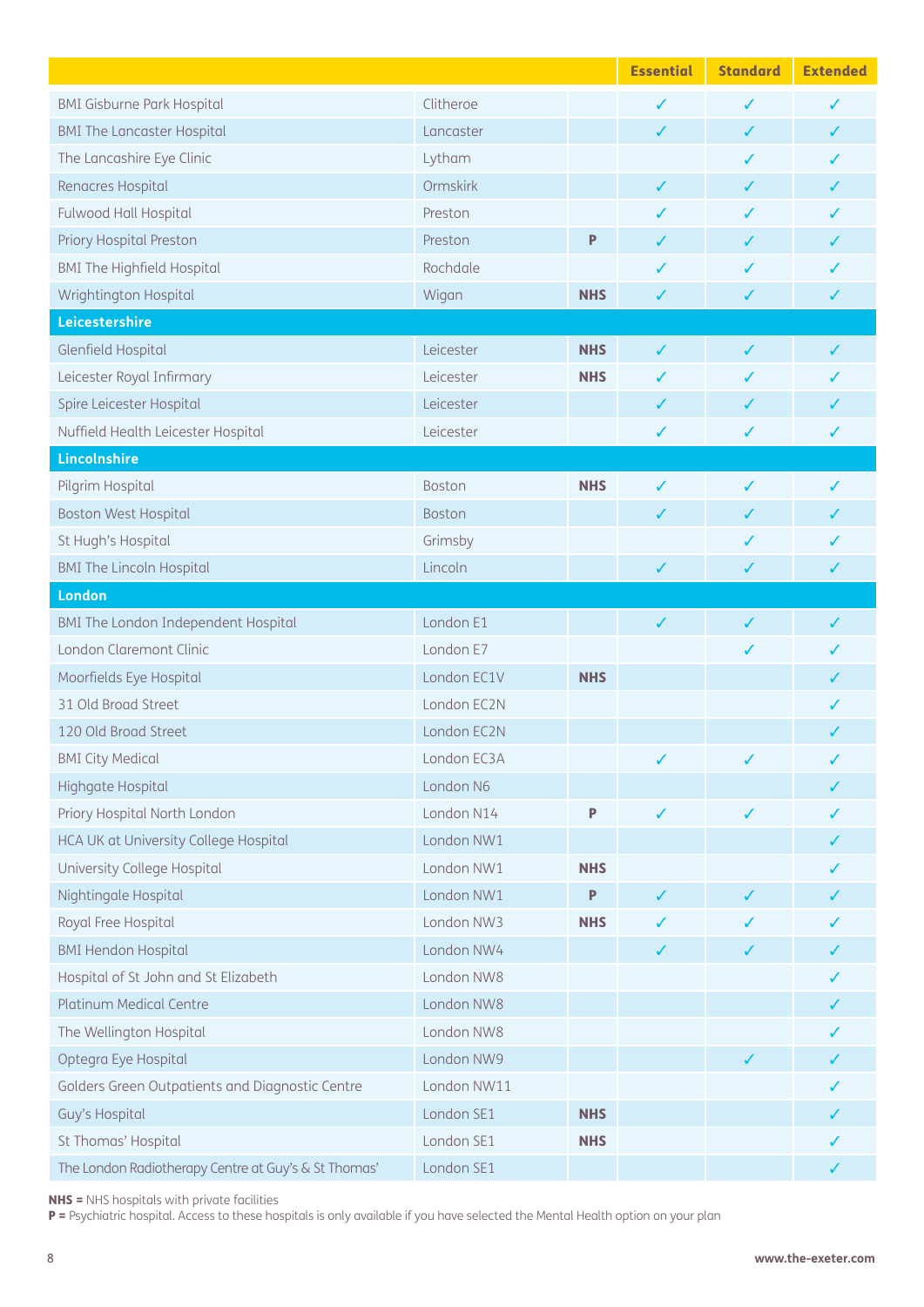| | | | Essential | Standard | Extended |
|---|---|---|---|---|---|
| BMI Gisburne Park Hospital | Clitheroe | | ✓ | ✓ | ✓ |
| BMI The Lancaster Hospital | Lancaster | | ✓ | ✓ | ✓ |
| The Lancashire Eye Clinic | Lytham | | | ✓ | ✓ |
| Renacres Hospital | Ormskirk | | ✓ | ✓ | ✓ |
| Fulwood Hall Hospital | Preston | | ✓ | ✓ | ✓ |
| Priory Hospital Preston | Preston | P | ✓ | ✓ | ✓ |
| BMI The Highfield Hospital | Rochdale | | ✓ | ✓ | ✓ |
| Wrightington Hospital | Wigan | NHS | ✓ | ✓ | ✓ |
| **Leicestershire** | | | | | |
| Glenfield Hospital | Leicester | NHS | ✓ | ✓ | ✓ |
| Leicester Royal Infirmary | Leicester | NHS | ✓ | ✓ | ✓ |
| Spire Leicester Hospital | Leicester | | ✓ | ✓ | ✓ |
| Nuffield Health Leicester Hospital | Leicester | | ✓ | ✓ | ✓ |
| **Lincolnshire** | | | | | |
| Pilgrim Hospital | Boston | NHS | ✓ | ✓ | ✓ |
| Boston West Hospital | Boston | | ✓ | ✓ | ✓ |
| St Hugh's Hospital | Grimsby | | | ✓ | ✓ |
| BMI The Lincoln Hospital | Lincoln | | ✓ | ✓ | ✓ |
| **London** | | | | | |
| BMI The London Independent Hospital | London E1 | | ✓ | ✓ | ✓ |
| London Claremont Clinic | London E7 | | | ✓ | ✓ |
| Moorfields Eye Hospital | London EC1V | NHS | | | ✓ |
| 31 Old Broad Street | London EC2N | | | | ✓ |
| 120 Old Broad Street | London EC2N | | | | ✓ |
| BMI City Medical | London EC3A | | ✓ | ✓ | ✓ |
| Highgate Hospital | London N6 | | | | ✓ |
| Priory Hospital North London | London N14 | P | ✓ | ✓ | ✓ |
| HCA UK at University College Hospital | London NW1 | | | | ✓ |
| University College Hospital | London NW1 | NHS | | | ✓ |
| Nightingale Hospital | London NW1 | P | ✓ | ✓ | ✓ |
| Royal Free Hospital | London NW3 | NHS | ✓ | ✓ | ✓ |
| BMI Hendon Hospital | London NW4 | | ✓ | ✓ | ✓ |
| Hospital of St John and St Elizabeth | London NW8 | | | | ✓ |
| Platinum Medical Centre | London NW8 | | | | ✓ |
| The Wellington Hospital | London NW8 | | | | ✓ |
| Optegra Eye Hospital | London NW9 | | | ✓ | ✓ |
| Golders Green Outpatients and Diagnostic Centre | London NW11 | | | | ✓ |
| Guy's Hospital | London SE1 | NHS | | | ✓ |
| St Thomas' Hospital | London SE1 | NHS | | | ✓ |
| The London Radiotherapy Centre at Guy's & St Thomas' | London SE1 | | | | ✓ |

**NHS =** NHS hospitals with private facilities
**P =** Psychiatric hospital. Access to these hospitals is only available if you have selected the Mental Health option on your plan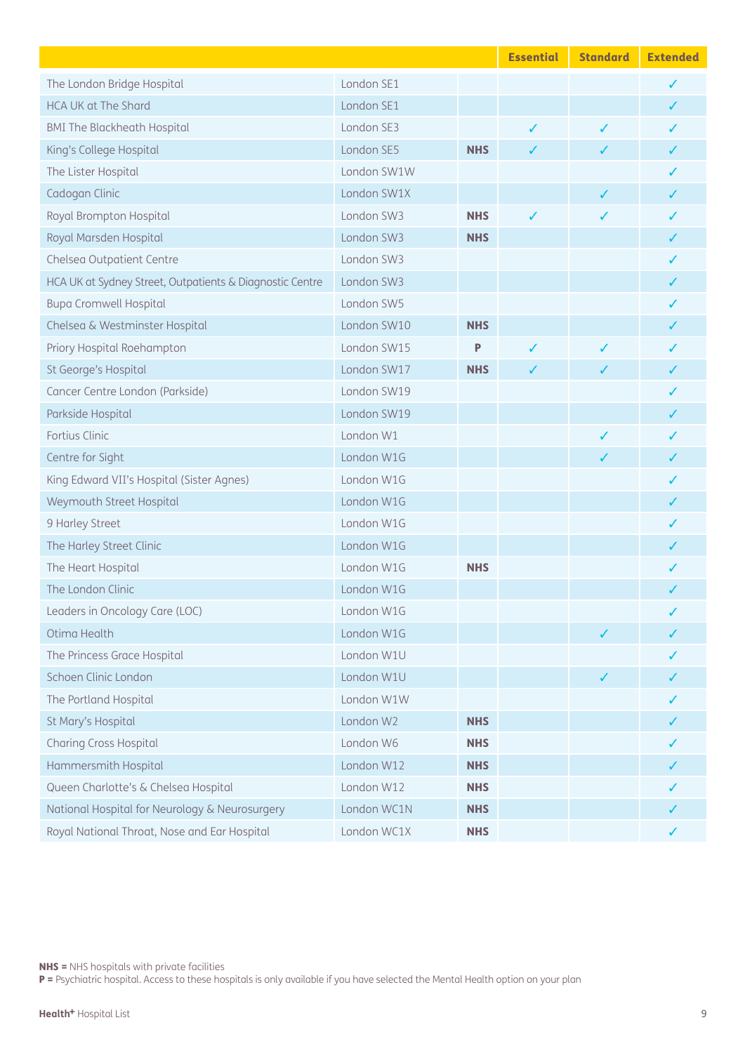| | | | Essential | Standard | Extended |
|---|---|---|---|---|---|
| The London Bridge Hospital | London SE1 | | | | ✓ |
| HCA UK at The Shard | London SE1 | | | | ✓ |
| BMI The Blackheath Hospital | London SE3 | | ✓ | ✓ | ✓ |
| King's College Hospital | London SE5 | NHS | ✓ | ✓ | ✓ |
| The Lister Hospital | London SW1W | | | | ✓ |
| Cadogan Clinic | London SW1X | | | ✓ | ✓ |
| Royal Brompton Hospital | London SW3 | NHS | ✓ | ✓ | ✓ |
| Royal Marsden Hospital | London SW3 | NHS | | | ✓ |
| Chelsea Outpatient Centre | London SW3 | | | | ✓ |
| HCA UK at Sydney Street, Outpatients & Diagnostic Centre | London SW3 | | | | ✓ |
| Bupa Cromwell Hospital | London SW5 | | | | ✓ |
| Chelsea & Westminster Hospital | London SW10 | NHS | | | ✓ |
| Priory Hospital Roehampton | London SW15 | P | ✓ | ✓ | ✓ |
| St George's Hospital | London SW17 | NHS | ✓ | ✓ | ✓ |
| Cancer Centre London (Parkside) | London SW19 | | | | ✓ |
| Parkside Hospital | London SW19 | | | | ✓ |
| Fortius Clinic | London W1 | | | ✓ | ✓ |
| Centre for Sight | London W1G | | | ✓ | ✓ |
| King Edward VII's Hospital (Sister Agnes) | London W1G | | | | ✓ |
| Weymouth Street Hospital | London W1G | | | | ✓ |
| 9 Harley Street | London W1G | | | | ✓ |
| The Harley Street Clinic | London W1G | | | | ✓ |
| The Heart Hospital | London W1G | NHS | | | ✓ |
| The London Clinic | London W1G | | | | ✓ |
| Leaders in Oncology Care (LOC) | London W1G | | | | ✓ |
| Otima Health | London W1G | | | ✓ | ✓ |
| The Princess Grace Hospital | London W1U | | | | ✓ |
| Schoen Clinic London | London W1U | | | ✓ | ✓ |
| The Portland Hospital | London W1W | | | | ✓ |
| St Mary's Hospital | London W2 | NHS | | | ✓ |
| Charing Cross Hospital | London W6 | NHS | | | ✓ |
| Hammersmith Hospital | London W12 | NHS | | | ✓ |
| Queen Charlotte's & Chelsea Hospital | London W12 | NHS | | | ✓ |
| National Hospital for Neurology & Neurosurgery | London WC1N | NHS | | | ✓ |
| Royal National Throat, Nose and Ear Hospital | London WC1X | NHS | | | ✓ |

**NHS =** NHS hospitals with private facilities
**P =** Psychiatric hospital. Access to these hospitals is only available if you have selected the Mental Health option on your plan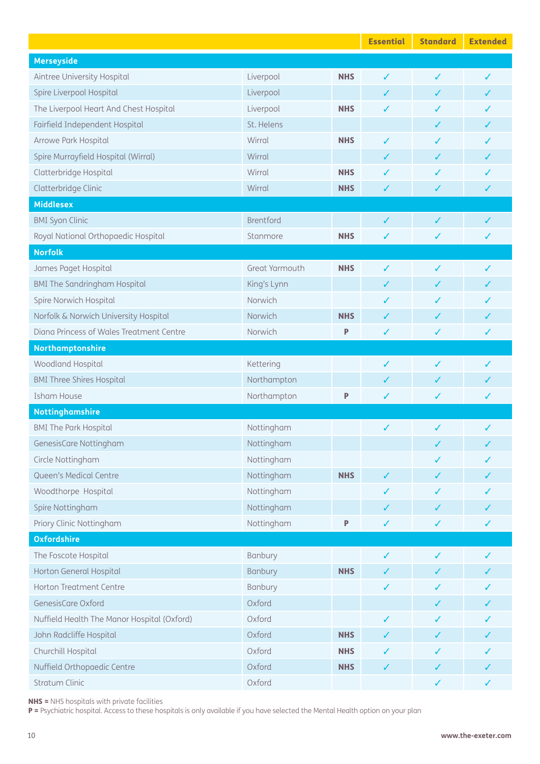| | | | Essential | Standard | Extended |
|---|---|---|---|---|---|
| **Merseyside** | | | | | |
| Aintree University Hospital | Liverpool | NHS | ✓ | ✓ | ✓ |
| Spire Liverpool Hospital | Liverpool | | ✓ | ✓ | ✓ |
| The Liverpool Heart And Chest Hospital | Liverpool | NHS | ✓ | ✓ | ✓ |
| Fairfield Independent Hospital | St. Helens | | | ✓ | ✓ |
| Arrowe Park Hospital | Wirral | NHS | ✓ | ✓ | ✓ |
| Spire Murrayfield Hospital (Wirral) | Wirral | | ✓ | ✓ | ✓ |
| Clatterbridge Hospital | Wirral | NHS | ✓ | ✓ | ✓ |
| Clatterbridge Clinic | Wirral | NHS | ✓ | ✓ | ✓ |
| **Middlesex** | | | | | |
| BMI Syon Clinic | Brentford | | ✓ | ✓ | ✓ |
| Royal National Orthopaedic Hospital | Stanmore | NHS | ✓ | ✓ | ✓ |
| **Norfolk** | | | | | |
| James Paget Hospital | Great Yarmouth | NHS | ✓ | ✓ | ✓ |
| BMI The Sandringham Hospital | King's Lynn | | ✓ | ✓ | ✓ |
| Spire Norwich Hospital | Norwich | | ✓ | ✓ | ✓ |
| Norfolk & Norwich University Hospital | Norwich | NHS | ✓ | ✓ | ✓ |
| Diana Princess of Wales Treatment Centre | Norwich | P | ✓ | ✓ | ✓ |
| **Northamptonshire** | | | | | |
| Woodland Hospital | Kettering | | ✓ | ✓ | ✓ |
| BMI Three Shires Hospital | Northampton | | ✓ | ✓ | ✓ |
| Isham House | Northampton | P | ✓ | ✓ | ✓ |
| **Nottinghamshire** | | | | | |
| BMI The Park Hospital | Nottingham | | ✓ | ✓ | ✓ |
| GenesisCare Nottingham | Nottingham | | | ✓ | ✓ |
| Circle Nottingham | Nottingham | | | ✓ | ✓ |
| Queen's Medical Centre | Nottingham | NHS | ✓ | ✓ | ✓ |
| Woodthorpe Hospital | Nottingham | | ✓ | ✓ | ✓ |
| Spire Nottingham | Nottingham | | ✓ | ✓ | ✓ |
| Priory Clinic Nottingham | Nottingham | P | ✓ | ✓ | ✓ |
| **Oxfordshire** | | | | | |
| The Foscote Hospital | Banbury | | ✓ | ✓ | ✓ |
| Horton General Hospital | Banbury | NHS | ✓ | ✓ | ✓ |
| Horton Treatment Centre | Banbury | | ✓ | ✓ | ✓ |
| GenesisCare Oxford | Oxford | | | ✓ | ✓ |
| Nuffield Health The Manor Hospital (Oxford) | Oxford | | ✓ | ✓ | ✓ |
| John Radcliffe Hospital | Oxford | NHS | ✓ | ✓ | ✓ |
| Churchill Hospital | Oxford | NHS | ✓ | ✓ | ✓ |
| Nuffield Orthopaedic Centre | Oxford | NHS | ✓ | ✓ | ✓ |
| Stratum Clinic | Oxford | | | ✓ | ✓ |

**NHS =** NHS hospitals with private facilities
**P =** Psychiatric hospital. Access to these hospitals is only available if you have selected the Mental Health option on your plan

www.the-exeter.com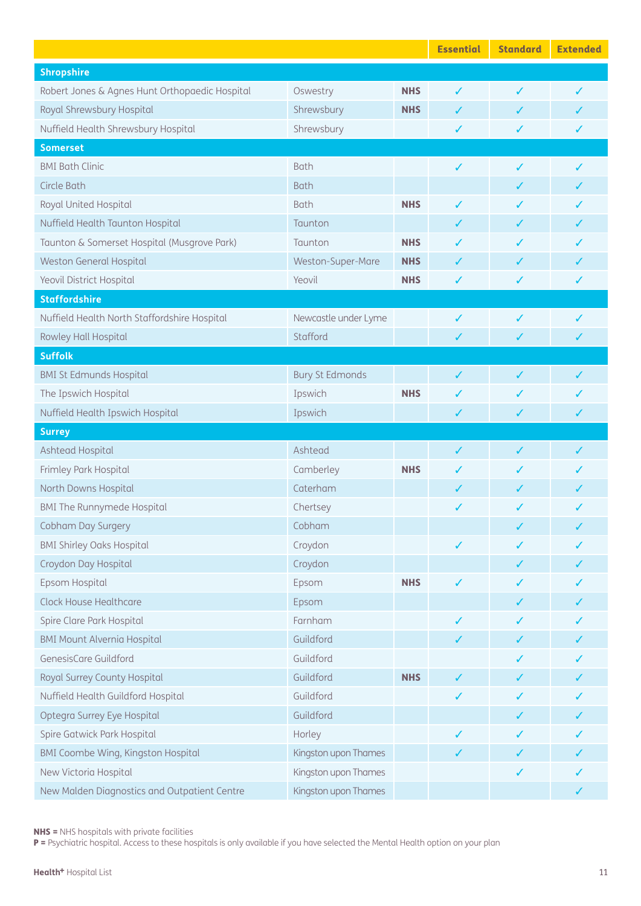| | | | Essential | Standard | Extended |
|---|---|---|---|---|---|
| **Shropshire** | | | | | |
| Robert Jones & Agnes Hunt Orthopaedic Hospital | Oswestry | **NHS** | ✓ | ✓ | ✓ |
| Royal Shrewsbury Hospital | Shrewsbury | **NHS** | ✓ | ✓ | ✓ |
| Nuffield Health Shrewsbury Hospital | Shrewsbury | | ✓ | ✓ | ✓ |
| **Somerset** | | | | | |
| BMI Bath Clinic | Bath | | ✓ | ✓ | ✓ |
| Circle Bath | Bath | | | ✓ | ✓ |
| Royal United Hospital | Bath | **NHS** | ✓ | ✓ | ✓ |
| Nuffield Health Taunton Hospital | Taunton | | ✓ | ✓ | ✓ |
| Taunton & Somerset Hospital (Musgrove Park) | Taunton | **NHS** | ✓ | ✓ | ✓ |
| Weston General Hospital | Weston-Super-Mare | **NHS** | ✓ | ✓ | ✓ |
| Yeovil District Hospital | Yeovil | **NHS** | ✓ | ✓ | ✓ |
| **Staffordshire** | | | | | |
| Nuffield Health North Staffordshire Hospital | Newcastle under Lyme | | ✓ | ✓ | ✓ |
| Rowley Hall Hospital | Stafford | | ✓ | ✓ | ✓ |
| **Suffolk** | | | | | |
| BMI St Edmunds Hospital | Bury St Edmunds | | ✓ | ✓ | ✓ |
| The Ipswich Hospital | Ipswich | **NHS** | ✓ | ✓ | ✓ |
| Nuffield Health Ipswich Hospital | Ipswich | | ✓ | ✓ | ✓ |
| **Surrey** | | | | | |
| Ashtead Hospital | Ashtead | | ✓ | ✓ | ✓ |
| Frimley Park Hospital | Camberley | **NHS** | ✓ | ✓ | ✓ |
| North Downs Hospital | Caterham | | ✓ | ✓ | ✓ |
| BMI The Runnymede Hospital | Chertsey | | ✓ | ✓ | ✓ |
| Cobham Day Surgery | Cobham | | | ✓ | ✓ |
| BMI Shirley Oaks Hospital | Croydon | | ✓ | ✓ | ✓ |
| Croydon Day Hospital | Croydon | | | ✓ | ✓ |
| Epsom Hospital | Epsom | **NHS** | ✓ | ✓ | ✓ |
| Clock House Healthcare | Epsom | | | ✓ | ✓ |
| Spire Clare Park Hospital | Farnham | | ✓ | ✓ | ✓ |
| BMI Mount Alvernia Hospital | Guildford | | ✓ | ✓ | ✓ |
| GenesisCare Guildford | Guildford | | | ✓ | ✓ |
| Royal Surrey County Hospital | Guildford | **NHS** | ✓ | ✓ | ✓ |
| Nuffield Health Guildford Hospital | Guildford | | ✓ | ✓ | ✓ |
| Optegra Surrey Eye Hospital | Guildford | | | ✓ | ✓ |
| Spire Gatwick Park Hospital | Horley | | ✓ | ✓ | ✓ |
| BMI Coombe Wing, Kingston Hospital | Kingston upon Thames | | ✓ | ✓ | ✓ |
| New Victoria Hospital | Kingston upon Thames | | | ✓ | ✓ |
| New Malden Diagnostics and Outpatient Centre | Kingston upon Thames | | | | ✓ |

**NHS =** NHS hospitals with private facilities
**P =** Psychiatric hospital. Access to these hospitals is only available if you have selected the Mental Health option on your plan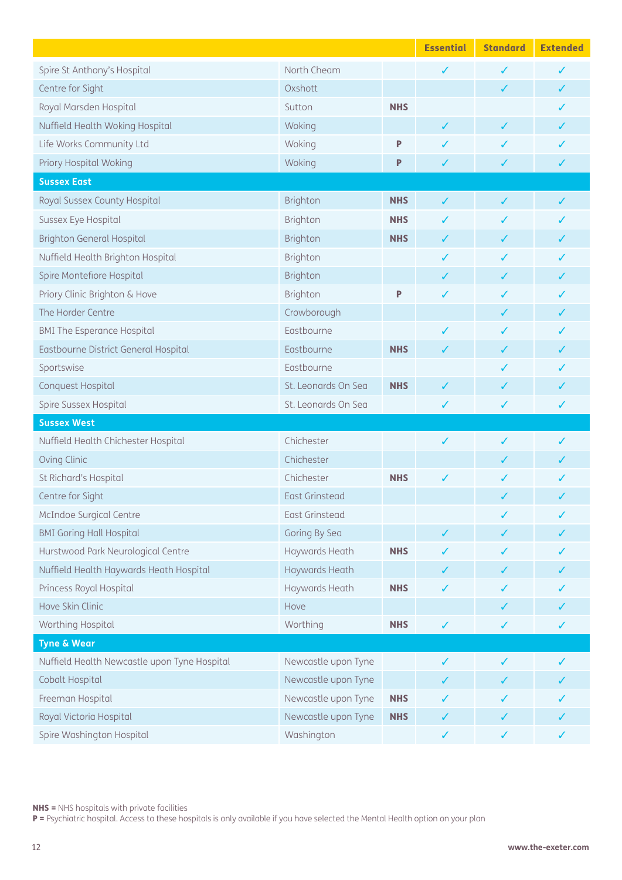| | | | Essential | Standard | Extended |
|---|---|---|---|---|---|
| Spire St Anthony's Hospital | North Cheam | | ✓ | ✓ | ✓ |
| Centre for Sight | Oxshott | | | ✓ | ✓ |
| Royal Marsden Hospital | Sutton | **NHS** | | | ✓ |
| Nuffield Health Woking Hospital | Woking | | ✓ | ✓ | ✓ |
| Life Works Community Ltd | Woking | **P** | ✓ | ✓ | ✓ |
| Priory Hospital Woking | Woking | **P** | ✓ | ✓ | ✓ |
| **Sussex East** | | | | | |
| Royal Sussex County Hospital | Brighton | **NHS** | ✓ | ✓ | ✓ |
| Sussex Eye Hospital | Brighton | **NHS** | ✓ | ✓ | ✓ |
| Brighton General Hospital | Brighton | **NHS** | ✓ | ✓ | ✓ |
| Nuffield Health Brighton Hospital | Brighton | | ✓ | ✓ | ✓ |
| Spire Montefiore Hospital | Brighton | | ✓ | ✓ | ✓ |
| Priory Clinic Brighton & Hove | Brighton | **P** | ✓ | ✓ | ✓ |
| The Horder Centre | Crowborough | | | ✓ | ✓ |
| BMI The Esperance Hospital | Eastbourne | | ✓ | ✓ | ✓ |
| Eastbourne District General Hospital | Eastbourne | **NHS** | ✓ | ✓ | ✓ |
| Sportswise | Eastbourne | | | ✓ | ✓ |
| Conquest Hospital | St. Leonards On Sea | **NHS** | ✓ | ✓ | ✓ |
| Spire Sussex Hospital | St. Leonards On Sea | | ✓ | ✓ | ✓ |
| **Sussex West** | | | | | |
| Nuffield Health Chichester Hospital | Chichester | | ✓ | ✓ | ✓ |
| Oving Clinic | Chichester | | | ✓ | ✓ |
| St Richard's Hospital | Chichester | **NHS** | ✓ | ✓ | ✓ |
| Centre for Sight | East Grinstead | | | ✓ | ✓ |
| McIndoe Surgical Centre | East Grinstead | | | ✓ | ✓ |
| BMI Goring Hall Hospital | Goring By Sea | | ✓ | ✓ | ✓ |
| Hurstwood Park Neurological Centre | Haywards Heath | **NHS** | ✓ | ✓ | ✓ |
| Nuffield Health Haywards Heath Hospital | Haywards Heath | | ✓ | ✓ | ✓ |
| Princess Royal Hospital | Haywards Heath | **NHS** | ✓ | ✓ | ✓ |
| Hove Skin Clinic | Hove | | | ✓ | ✓ |
| Worthing Hospital | Worthing | **NHS** | ✓ | ✓ | ✓ |
| **Tyne & Wear** | | | | | |
| Nuffield Health Newcastle upon Tyne Hospital | Newcastle upon Tyne | | ✓ | ✓ | ✓ |
| Cobalt Hospital | Newcastle upon Tyne | | ✓ | ✓ | ✓ |
| Freeman Hospital | Newcastle upon Tyne | **NHS** | ✓ | ✓ | ✓ |
| Royal Victoria Hospital | Newcastle upon Tyne | **NHS** | ✓ | ✓ | ✓ |
| Spire Washington Hospital | Washington | | ✓ | ✓ | ✓ |

**NHS =** NHS hospitals with private facilities
**P =** Psychiatric hospital. Access to these hospitals is only available if you have selected the Mental Health option on your plan

www.the-exeter.com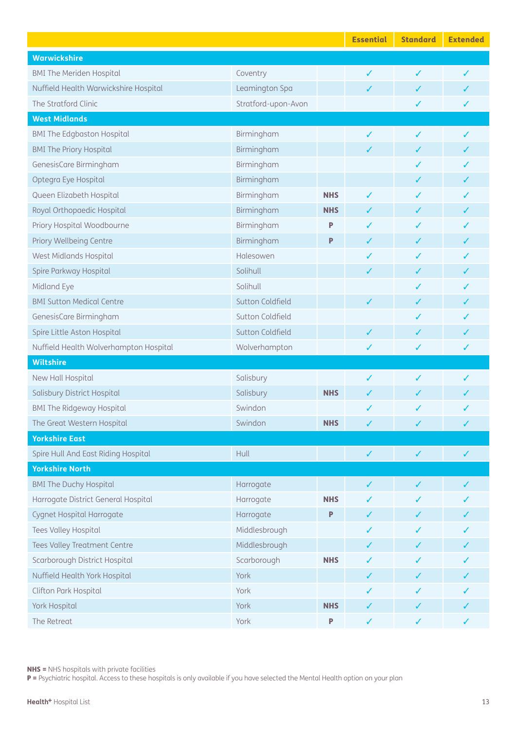| | | | Essential | Standard | Extended |
|---|---|---|---|---|---|
| **Warwickshire** | | | | | |
| BMI The Meriden Hospital | Coventry | | ✓ | ✓ | ✓ |
| Nuffield Health Warwickshire Hospital | Leamington Spa | | ✓ | ✓ | ✓ |
| The Stratford Clinic | Stratford-upon-Avon | | | ✓ | ✓ |
| **West Midlands** | | | | | |
| BMI The Edgbaston Hospital | Birmingham | | ✓ | ✓ | ✓ |
| BMI The Priory Hospital | Birmingham | | ✓ | ✓ | ✓ |
| GenesisCare Birmingham | Birmingham | | | ✓ | ✓ |
| Optegra Eye Hospital | Birmingham | | | ✓ | ✓ |
| Queen Elizabeth Hospital | Birmingham | **NHS** | ✓ | ✓ | ✓ |
| Royal Orthopaedic Hospital | Birmingham | **NHS** | ✓ | ✓ | ✓ |
| Priory Hospital Woodbourne | Birmingham | **P** | ✓ | ✓ | ✓ |
| Priory Wellbeing Centre | Birmingham | **P** | ✓ | ✓ | ✓ |
| West Midlands Hospital | Halesowen | | ✓ | ✓ | ✓ |
| Spire Parkway Hospital | Solihull | | ✓ | ✓ | ✓ |
| Midland Eye | Solihull | | | ✓ | ✓ |
| BMI Sutton Medical Centre | Sutton Coldfield | | ✓ | ✓ | ✓ |
| GenesisCare Birmingham | Sutton Coldfield | | | ✓ | ✓ |
| Spire Little Aston Hospital | Sutton Coldfield | | ✓ | ✓ | ✓ |
| Nuffield Health Wolverhampton Hospital | Wolverhampton | | ✓ | ✓ | ✓ |
| **Wiltshire** | | | | | |
| New Hall Hospital | Salisbury | | ✓ | ✓ | ✓ |
| Salisbury District Hospital | Salisbury | **NHS** | ✓ | ✓ | ✓ |
| BMI The Ridgeway Hospital | Swindon | | ✓ | ✓ | ✓ |
| The Great Western Hospital | Swindon | **NHS** | ✓ | ✓ | ✓ |
| **Yorkshire East** | | | | | |
| Spire Hull And East Riding Hospital | Hull | | ✓ | ✓ | ✓ |
| **Yorkshire North** | | | | | |
| BMI The Duchy Hospital | Harrogate | | ✓ | ✓ | ✓ |
| Harrogate District General Hospital | Harrogate | **NHS** | ✓ | ✓ | ✓ |
| Cygnet Hospital Harrogate | Harrogate | **P** | ✓ | ✓ | ✓ |
| Tees Valley Hospital | Middlesbrough | | ✓ | ✓ | ✓ |
| Tees Valley Treatment Centre | Middlesbrough | | ✓ | ✓ | ✓ |
| Scarborough District Hospital | Scarborough | **NHS** | ✓ | ✓ | ✓ |
| Nuffield Health York Hospital | York | | ✓ | ✓ | ✓ |
| Clifton Park Hospital | York | | ✓ | ✓ | ✓ |
| York Hospital | York | **NHS** | ✓ | ✓ | ✓ |
| The Retreat | York | **P** | ✓ | ✓ | ✓ |

**NHS =** NHS hospitals with private facilities
**P =** Psychiatric hospital. Access to these hospitals is only available if you have selected the Mental Health option on your plan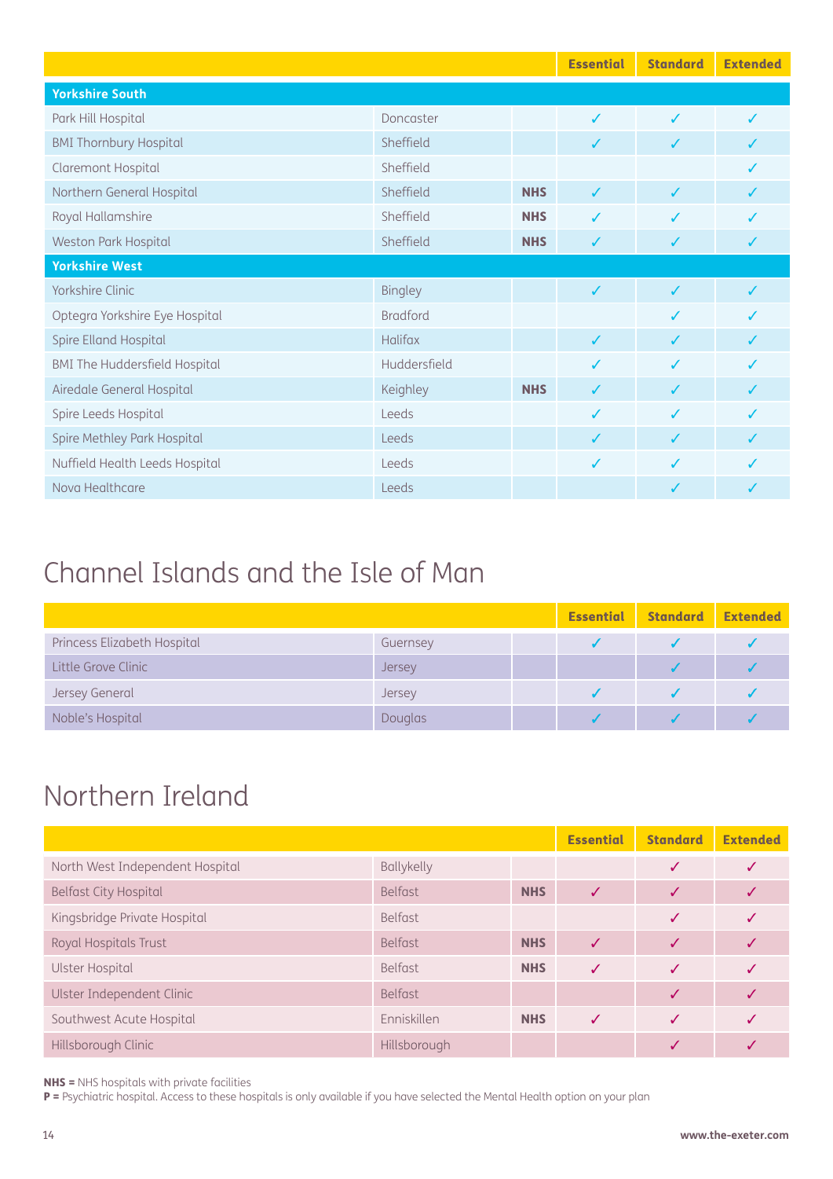| | | | Essential | Standard | Extended |
|---|---|---|---|---|---|
| **Yorkshire South** | | | | | |
| Park Hill Hospital | Doncaster | | ✓ | ✓ | ✓ |
| BMI Thornbury Hospital | Sheffield | | ✓ | ✓ | ✓ |
| Claremont Hospital | Sheffield | | | | ✓ |
| Northern General Hospital | Sheffield | **NHS** | ✓ | ✓ | ✓ |
| Royal Hallamshire | Sheffield | **NHS** | ✓ | ✓ | ✓ |
| Weston Park Hospital | Sheffield | **NHS** | ✓ | ✓ | ✓ |
| **Yorkshire West** | | | | | |
| Yorkshire Clinic | Bingley | | ✓ | ✓ | ✓ |
| Optegra Yorkshire Eye Hospital | Bradford | | | ✓ | ✓ |
| Spire Elland Hospital | Halifax | | ✓ | ✓ | ✓ |
| BMI The Huddersfield Hospital | Huddersfield | | ✓ | ✓ | ✓ |
| Airedale General Hospital | Keighley | **NHS** | ✓ | ✓ | ✓ |
| Spire Leeds Hospital | Leeds | | ✓ | ✓ | ✓ |
| Spire Methley Park Hospital | Leeds | | ✓ | ✓ | ✓ |
| Nuffield Health Leeds Hospital | Leeds | | ✓ | ✓ | ✓ |
| Nova Healthcare | Leeds | | | ✓ | ✓ |

# Channel Islands and the Isle of Man

| | | | Essential | Standard | Extended |
|---|---|---|---|---|---|
| Princess Elizabeth Hospital | Guernsey | | ✓ | ✓ | ✓ |
| Little Grove Clinic | Jersey | | | ✓ | ✓ |
| Jersey General | Jersey | | ✓ | ✓ | ✓ |
| Noble's Hospital | Douglas | | ✓ | ✓ | ✓ |

# Northern Ireland

| | | | Essential | Standard | Extended |
|---|---|---|---|---|---|
| North West Independent Hospital | Ballykelly | | | ✓ | ✓ |
| Belfast City Hospital | Belfast | **NHS** | ✓ | ✓ | ✓ |
| Kingsbridge Private Hospital | Belfast | | | ✓ | ✓ |
| Royal Hospitals Trust | Belfast | **NHS** | ✓ | ✓ | ✓ |
| Ulster Hospital | Belfast | **NHS** | ✓ | ✓ | ✓ |
| Ulster Independent Clinic | Belfast | | | ✓ | ✓ |
| Southwest Acute Hospital | Enniskillen | **NHS** | ✓ | ✓ | ✓ |
| Hillsborough Clinic | Hillsborough | | | ✓ | ✓ |

**NHS =** NHS hospitals with private facilities
**P =** Psychiatric hospital. Access to these hospitals is only available if you have selected the Mental Health option on your plan

**www.the-exeter.com**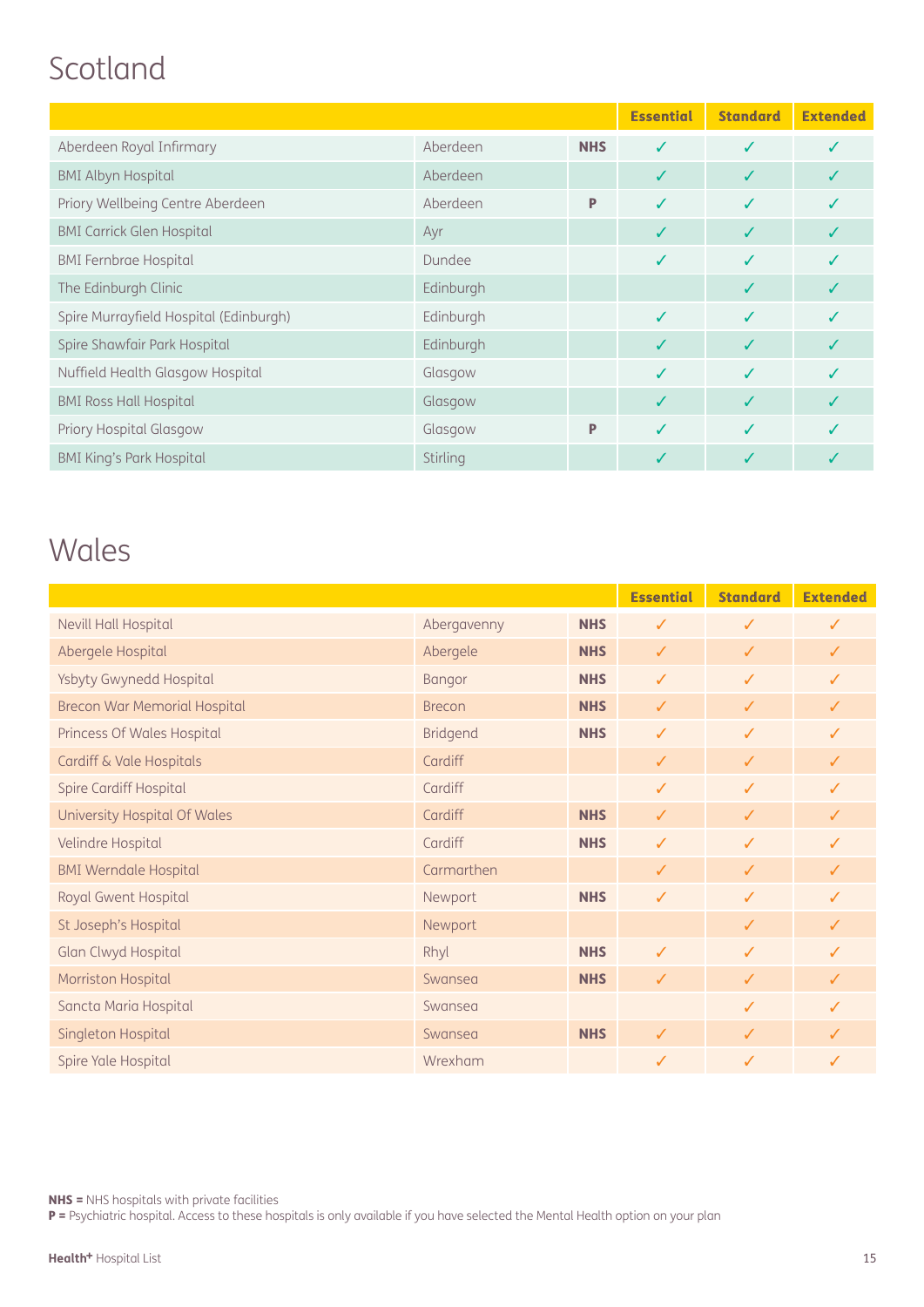# Scotland

| | | | Essential | Standard | Extended |
|---|---|---|---|---|---|
| Aberdeen Royal Infirmary | Aberdeen | NHS | ✓ | ✓ | ✓ |
| BMI Albyn Hospital | Aberdeen | | ✓ | ✓ | ✓ |
| Priory Wellbeing Centre Aberdeen | Aberdeen | P | ✓ | ✓ | ✓ |
| BMI Carrick Glen Hospital | Ayr | | ✓ | ✓ | ✓ |
| BMI Fernbrae Hospital | Dundee | | ✓ | ✓ | ✓ |
| The Edinburgh Clinic | Edinburgh | | | ✓ | ✓ |
| Spire Murrayfield Hospital (Edinburgh) | Edinburgh | | ✓ | ✓ | ✓ |
| Spire Shawfair Park Hospital | Edinburgh | | ✓ | ✓ | ✓ |
| Nuffield Health Glasgow Hospital | Glasgow | | ✓ | ✓ | ✓ |
| BMI Ross Hall Hospital | Glasgow | | ✓ | ✓ | ✓ |
| Priory Hospital Glasgow | Glasgow | P | ✓ | ✓ | ✓ |
| BMI King's Park Hospital | Stirling | | ✓ | ✓ | ✓ |

# Wales

| | | | Essential | Standard | Extended |
|---|---|---|---|---|---|
| Nevill Hall Hospital | Abergavenny | NHS | ✓ | ✓ | ✓ |
| Abergele Hospital | Abergele | NHS | ✓ | ✓ | ✓ |
| Ysbyty Gwynedd Hospital | Bangor | NHS | ✓ | ✓ | ✓ |
| Brecon War Memorial Hospital | Brecon | NHS | ✓ | ✓ | ✓ |
| Princess Of Wales Hospital | Bridgend | NHS | ✓ | ✓ | ✓ |
| Cardiff & Vale Hospitals | Cardiff | | ✓ | ✓ | ✓ |
| Spire Cardiff Hospital | Cardiff | | ✓ | ✓ | ✓ |
| University Hospital Of Wales | Cardiff | NHS | ✓ | ✓ | ✓ |
| Velindre Hospital | Cardiff | NHS | ✓ | ✓ | ✓ |
| BMI Werndale Hospital | Carmarthen | | ✓ | ✓ | ✓ |
| Royal Gwent Hospital | Newport | NHS | ✓ | ✓ | ✓ |
| St Joseph's Hospital | Newport | | | ✓ | ✓ |
| Glan Clwyd Hospital | Rhyl | NHS | ✓ | ✓ | ✓ |
| Morriston Hospital | Swansea | NHS | ✓ | ✓ | ✓ |
| Sancta Maria Hospital | Swansea | | | ✓ | ✓ |
| Singleton Hospital | Swansea | NHS | ✓ | ✓ | ✓ |
| Spire Yale Hospital | Wrexham | | ✓ | ✓ | ✓ |

**NHS =** NHS hospitals with private facilities
**P =** Psychiatric hospital. Access to these hospitals is only available if you have selected the Mental Health option on your plan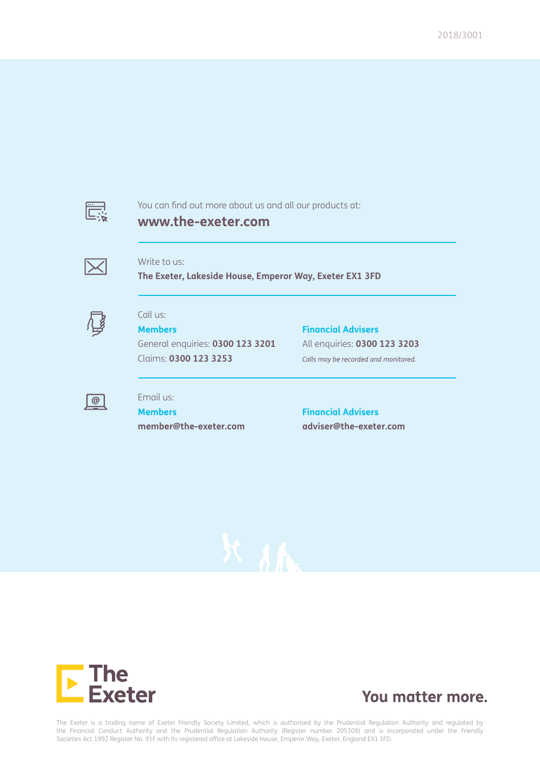2018/3001

You can find out more about us and all our products at:

**www.the-exeter.com**

Write to us:

**The Exeter, Lakeside House, Emperor Way, Exeter EX1 3FD**

Call us:

**Members**

General enquiries: **0300 123 3201**

Claims: **0300 123 3253**

**Financial Advisers**

All enquiries: **0300 123 3203**

*Calls may be recorded and monitored.*

Email us:

**Members**

**member@the-exeter.com**

**Financial Advisers**

**adviser@the-exeter.com**

The Exeter

**You matter more.**

The Exeter is a trading name of Exeter Friendly Society Limited, which is authorised by the Prudential Regulation Authority and regulated by the Financial Conduct Authority and the Prudential Regulation Authority (Register number 205309) and is incorporated under the Friendly Societies Act 1992 Register No. 91F with its registered office at Lakeside House, Emperor Way, Exeter, England EX1 3FD.